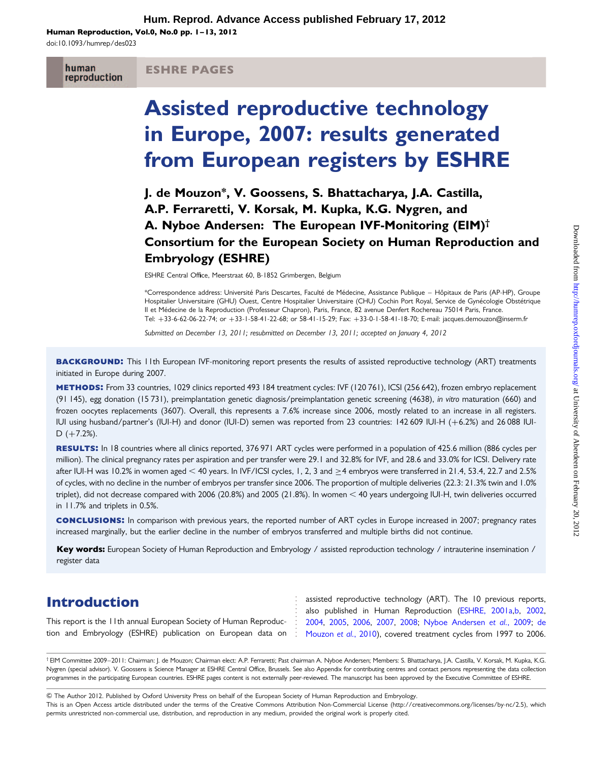# Assisted reproductive technology in Europe, 2007: results generated from European registers by ESHRE

**J. de Mouzon*, V. Goossens, S. Bhattacharya, J.A. Castilla, A.P. Ferraretti, V. Korsak, M. Kupka, K.G. Nygren, and A. Nyboe Andersen: The European IVF-Monitoring (EIM)† Consortium for the European Society on Human Reproduction and Embryology (ESHRE)**

ESHRE Central Office, Meerstraat 60, B-1852 Grimbergen, Belgium

*Correspondence address: Université Paris Descartes, Faculté de Médecine, Assistance Publique – Hôpitaux de Paris (AP-HP), Groupe Hospitalier Universitaire (GHU) Ouest, Centre Hospitalier Universitaire (CHU) Cochin Port Royal, Service de Gynécologie Obstétrique II et Médecine de la Reproduction (Professeur Chapron), Paris, France, 82 avenue Denfert Rochereau 75014 Paris, France. Tel: +33-6-62-06-22-74; or +33-1-58-41-22-68; or 58-41-15-29; Fax: +33-0-1-58-41-18-70; E-mail: jacques.demouzon@inserm.fr

*Submitted on December 13, 2011; resubmitted on December 13, 2011; accepted on January 4, 2012*

**BACKGROUND:** This 11th European IVF-monitoring report presents the results of assisted reproductive technology (ART) treatments initiated in Europe during 2007.

**METHODS:** From 33 countries, 1029 clinics reported 493 184 treatment cycles: IVF (120 761), ICSI (256 642), frozen embryo replacement (91 145), egg donation (15 731), preimplantation genetic diagnosis/preimplantation genetic screening (4638), *in vitro* maturation (660) and frozen oocytes replacements (3607). Overall, this represents a 7.6% increase since 2006, mostly related to an increase in all registers. IUI using husband/partner's (IUI-H) and donor (IUI-D) semen was reported from 23 countries: 142 609 IUI-H (+6.2%) and 26 088 IUI-D (+7.2%).

**RESULTS:** In 18 countries where all clinics reported, 376 971 ART cycles were performed in a population of 425.6 million (886 cycles per million). The clinical pregnancy rates per aspiration and per transfer were 29.1 and 32.8% for IVF, and 28.6 and 33.0% for ICSI. Delivery rate after IUI-H was 10.2% in women aged < 40 years. In IVF/ICSI cycles, 1, 2, 3 and ≥4 embryos were transferred in 21.4, 53.4, 22.7 and 2.5% of cycles, with no decline in the number of embryos per transfer since 2006. The proportion of multiple deliveries (22.3: 21.3% twin and 1.0% triplet), did not decrease compared with 2006 (20.8%) and 2005 (21.8%). In women < 40 years undergoing IUI-H, twin deliveries occurred in 11.7% and triplets in 0.5%.

**CONCLUSIONS:** In comparison with previous years, the reported number of ART cycles in Europe increased in 2007; pregnancy rates increased marginally, but the earlier decline in the number of embryos transferred and multiple births did not continue.

**Key words:** European Society of Human Reproduction and Embryology / assisted reproduction technology / intrauterine insemination / register data

## Introduction

This report is the 11th annual European Society of Human Reproduction and Embryology (ESHRE) publication on European data on assisted reproductive technology (ART). The 10 previous reports, also published in Human Reproduction (ESHRE, 2001a,b, 2002, 2004, 2005, 2006, 2007, 2008; Nyboe Andersen *et al.*, 2009; de Mouzon *et al.*, 2010), covered treatment cycles from 1997 to 2006.

† EIM Committee 2009–2011: Chairman: J. de Mouzon; Chairman elect: A.P. Ferraretti; Past chairman A. Nyboe Andersen; Members: S. Bhattacharya, J.A. Castilla, V. Korsak, M. Kupka, K.G. Nygren (special advisor). V. Goossens is Science Manager at ESHRE Central Office, Brussels. See also Appendix for contributing centres and contact persons representing the data collection programmes in the participating European countries. ESHRE pages content is not externally peer-reviewed. The manuscript has been approved by the Executive Committee of ESHRE.

© The Author 2012. Published by Oxford University Press on behalf of the European Society of Human Reproduction and Embryology.
This is an Open Access article distributed under the terms of the Creative Commons Attribution Non-Commercial License (http://creativecommons.org/licenses/by-nc/2.5), which permits unrestricted non-commercial use, distribution, and reproduction in any medium, provided the original work is properly cited.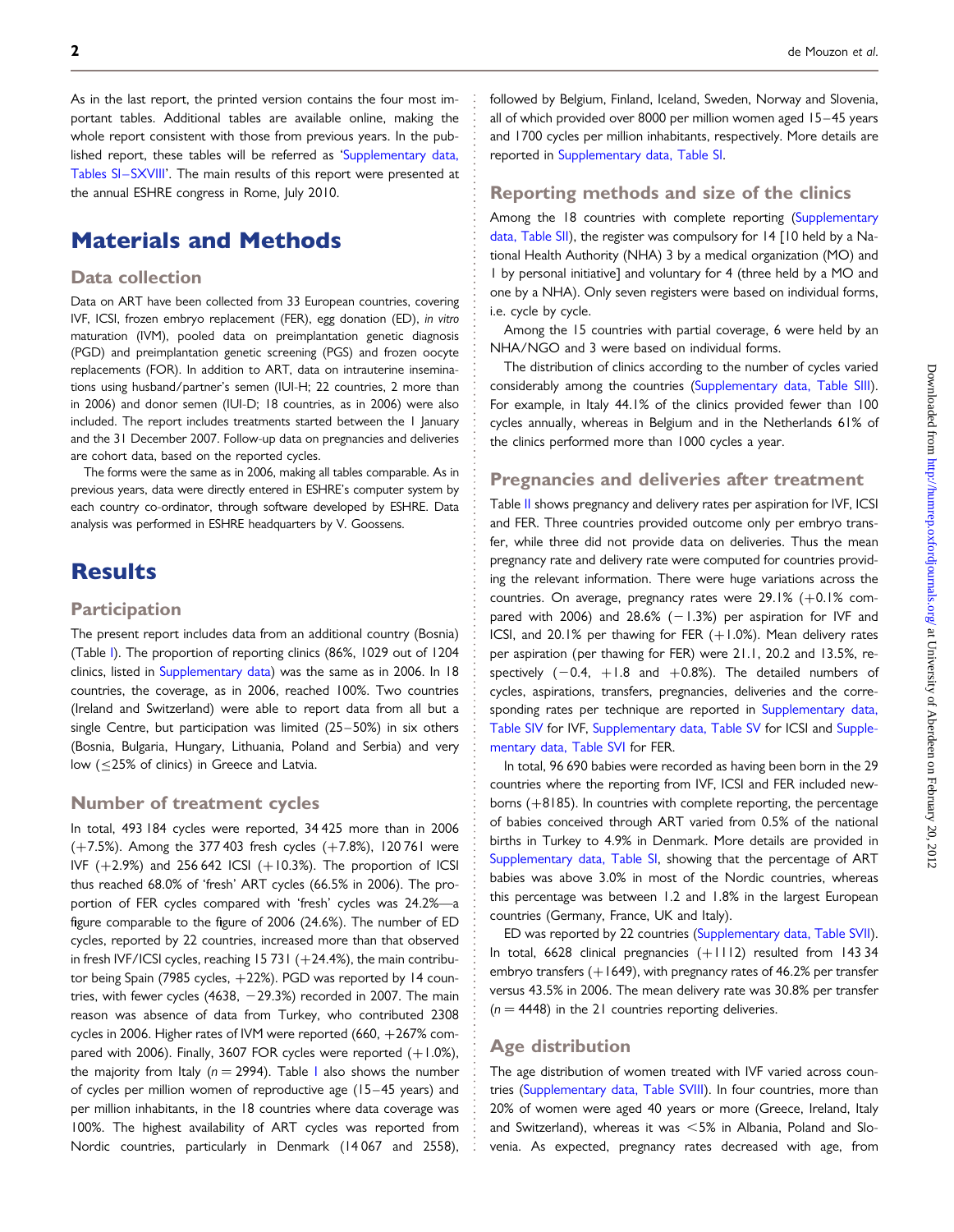As in the last report, the printed version contains the four most important tables. Additional tables are available online, making the whole report consistent with those from previous years. In the published report, these tables will be referred as 'Supplementary data, Tables SI–SXVIII'. The main results of this report were presented at the annual ESHRE congress in Rome, July 2010.

# Materials and Methods

## Data collection

Data on ART have been collected from 33 European countries, covering IVF, ICSI, frozen embryo replacement (FER), egg donation (ED), *in vitro* maturation (IVM), pooled data on preimplantation genetic diagnosis (PGD) and preimplantation genetic screening (PGS) and frozen oocyte replacements (FOR). In addition to ART, data on intrauterine inseminations using husband/partner's semen (IUI-H; 22 countries, 2 more than in 2006) and donor semen (IUI-D; 18 countries, as in 2006) were also included. The report includes treatments started between the 1 January and the 31 December 2007. Follow-up data on pregnancies and deliveries are cohort data, based on the reported cycles.

The forms were the same as in 2006, making all tables comparable. As in previous years, data were directly entered in ESHRE's computer system by each country co-ordinator, through software developed by ESHRE. Data analysis was performed in ESHRE headquarters by V. Goossens.

# Results

## Participation

The present report includes data from an additional country (Bosnia) (Table I). The proportion of reporting clinics (86%, 1029 out of 1204 clinics, listed in Supplementary data) was the same as in 2006. In 18 countries, the coverage, as in 2006, reached 100%. Two countries (Ireland and Switzerland) were able to report data from all but a single Centre, but participation was limited (25–50%) in six others (Bosnia, Bulgaria, Hungary, Lithuania, Poland and Serbia) and very low (≤25% of clinics) in Greece and Latvia.

## Number of treatment cycles

In total, 493 184 cycles were reported, 34 425 more than in 2006 (+7.5%). Among the 377 403 fresh cycles (+7.8%), 120 761 were IVF (+2.9%) and 256 642 ICSI (+10.3%). The proportion of ICSI thus reached 68.0% of 'fresh' ART cycles (66.5% in 2006). The proportion of FER cycles compared with 'fresh' cycles was 24.2%—a figure comparable to the figure of 2006 (24.6%). The number of ED cycles, reported by 22 countries, increased more than that observed in fresh IVF/ICSI cycles, reaching 15 731 (+24.4%), the main contributor being Spain (7985 cycles, +22%). PGD was reported by 14 countries, with fewer cycles (4638, −29.3%) recorded in 2007. The main reason was absence of data from Turkey, who contributed 2308 cycles in 2006. Higher rates of IVM were reported (660, +267% compared with 2006). Finally, 3607 FOR cycles were reported (+1.0%), the majority from Italy ($n = 2994$). Table I also shows the number of cycles per million women of reproductive age (15–45 years) and per million inhabitants, in the 18 countries where data coverage was 100%. The highest availability of ART cycles was reported from Nordic countries, particularly in Denmark (14 067 and 2558), followed by Belgium, Finland, Iceland, Sweden, Norway and Slovenia, all of which provided over 8000 per million women aged 15–45 years and 1700 cycles per million inhabitants, respectively. More details are reported in Supplementary data, Table SI.

## Reporting methods and size of the clinics

Among the 18 countries with complete reporting (Supplementary data, Table SII), the register was compulsory for 14 [10 held by a National Health Authority (NHA) 3 by a medical organization (MO) and 1 by personal initiative] and voluntary for 4 (three held by a MO and one by a NHA). Only seven registers were based on individual forms, i.e. cycle by cycle.

Among the 15 countries with partial coverage, 6 were held by an NHA/NGO and 3 were based on individual forms.

The distribution of clinics according to the number of cycles varied considerably among the countries (Supplementary data, Table SIII). For example, in Italy 44.1% of the clinics provided fewer than 100 cycles annually, whereas in Belgium and in the Netherlands 61% of the clinics performed more than 1000 cycles a year.

## Pregnancies and deliveries after treatment

Table II shows pregnancy and delivery rates per aspiration for IVF, ICSI and FER. Three countries provided outcome only per embryo transfer, while three did not provide data on deliveries. Thus the mean pregnancy rate and delivery rate were computed for countries providing the relevant information. There were huge variations across the countries. On average, pregnancy rates were 29.1% (+0.1% compared with 2006) and 28.6% (−1.3%) per aspiration for IVF and ICSI, and 20.1% per thawing for FER (+1.0%). Mean delivery rates per aspiration (per thawing for FER) were 21.1, 20.2 and 13.5%, respectively (−0.4, +1.8 and +0.8%). The detailed numbers of cycles, aspirations, transfers, pregnancies, deliveries and the corresponding rates per technique are reported in Supplementary data, Table SIV for IVF, Supplementary data, Table SV for ICSI and Supplementary data, Table SVI for FER.

In total, 96 690 babies were recorded as having been born in the 29 countries where the reporting from IVF, ICSI and FER included newborns (+8185). In countries with complete reporting, the percentage of babies conceived through ART varied from 0.5% of the national births in Turkey to 4.9% in Denmark. More details are provided in Supplementary data, Table SI, showing that the percentage of ART babies was above 3.0% in most of the Nordic countries, whereas this percentage was between 1.2 and 1.8% in the largest European countries (Germany, France, UK and Italy).

ED was reported by 22 countries (Supplementary data, Table SVII). In total, 6628 clinical pregnancies (+1112) resulted from 143 34 embryo transfers (+1649), with pregnancy rates of 46.2% per transfer versus 43.5% in 2006. The mean delivery rate was 30.8% per transfer ($n = 4448$) in the 21 countries reporting deliveries.

## Age distribution

The age distribution of women treated with IVF varied across countries (Supplementary data, Table SVIII). In four countries, more than 20% of women were aged 40 years or more (Greece, Ireland, Italy and Switzerland), whereas it was <5% in Albania, Poland and Slovenia. As expected, pregnancy rates decreased with age, from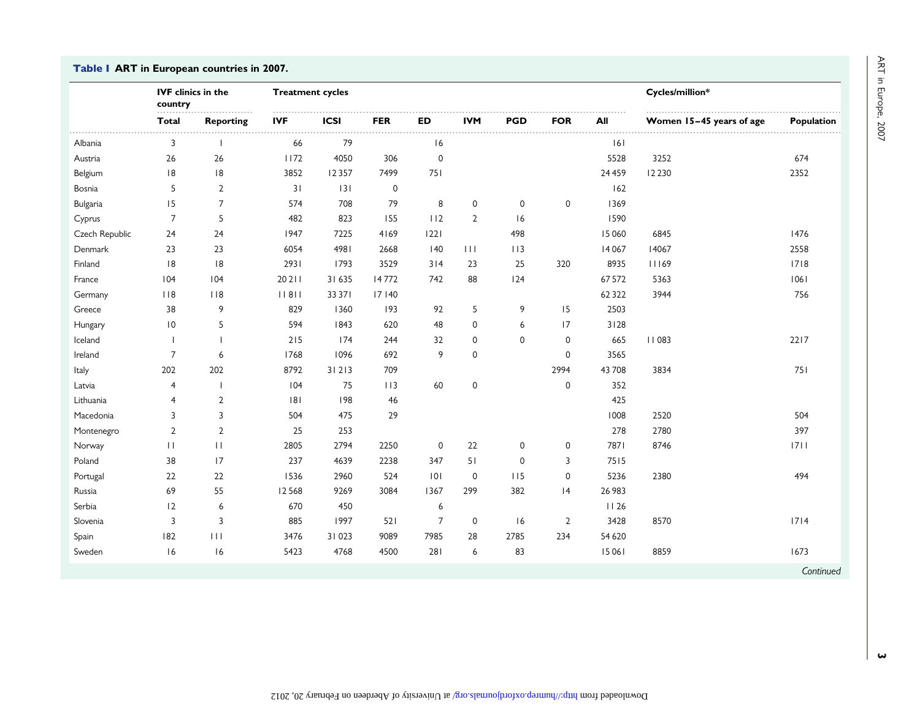**Table I** ART in European countries in 2007.

| | IVF clinics in the country | | Treatment cycles | | | | | | | | Cycles/million* | |
|---|---|---|---|---|---|---|---|---|---|---|---|---|
| | Total | Reporting | IVF | ICSI | FER | ED | IVM | PGD | FOR | All | Women 15–45 years of age | Population |
| Albania | 3 | 1 | 66 | 79 | | 16 | | | | 161 | | |
| Austria | 26 | 26 | 1172 | 4050 | 306 | 0 | | | | 5528 | 3252 | 674 |
| Belgium | 18 | 18 | 3852 | 12 357 | 7499 | 751 | | | | 24 459 | 12 230 | 2352 |
| Bosnia | 5 | 2 | 31 | 131 | 0 | | | | | 162 | | |
| Bulgaria | 15 | 7 | 574 | 708 | 79 | 8 | 0 | 0 | 0 | 1369 | | |
| Cyprus | 7 | 5 | 482 | 823 | 155 | 112 | 2 | 16 | | 1590 | | |
| Czech Republic | 24 | 24 | 1947 | 7225 | 4169 | 1221 | | 498 | | 15 060 | 6845 | 1476 |
| Denmark | 23 | 23 | 6054 | 4981 | 2668 | 140 | 111 | 113 | | 14 067 | 14067 | 2558 |
| Finland | 18 | 18 | 2931 | 1793 | 3529 | 314 | 23 | 25 | 320 | 8935 | 11169 | 1718 |
| France | 104 | 104 | 20 211 | 31 635 | 14 772 | 742 | 88 | 124 | | 67 572 | 5363 | 1061 |
| Germany | 118 | 118 | 11 811 | 33 371 | 17 140 | | | | | 62 322 | 3944 | 756 |
| Greece | 38 | 9 | 829 | 1360 | 193 | 92 | 5 | 9 | 15 | 2503 | | |
| Hungary | 10 | 5 | 594 | 1843 | 620 | 48 | 0 | 6 | 17 | 3128 | | |
| Iceland | 1 | 1 | 215 | 174 | 244 | 32 | 0 | 0 | 0 | 665 | 11 083 | 2217 |
| Ireland | 7 | 6 | 1768 | 1096 | 692 | 9 | 0 | | 0 | 3565 | | |
| Italy | 202 | 202 | 8792 | 31 213 | 709 | | | | 2994 | 43 708 | 3834 | 751 |
| Latvia | 4 | 1 | 104 | 75 | 113 | 60 | 0 | | 0 | 352 | | |
| Lithuania | 4 | 2 | 181 | 198 | 46 | | | | | 425 | | |
| Macedonia | 3 | 3 | 504 | 475 | 29 | | | | | 1008 | 2520 | 504 |
| Montenegro | 2 | 2 | 25 | 253 | | | | | | 278 | 2780 | 397 |
| Norway | 11 | 11 | 2805 | 2794 | 2250 | 0 | 22 | 0 | 0 | 7871 | 8746 | 1711 |
| Poland | 38 | 17 | 237 | 4639 | 2238 | 347 | 51 | 0 | 3 | 7515 | | |
| Portugal | 22 | 22 | 1536 | 2960 | 524 | 101 | 0 | 115 | 0 | 5236 | 2380 | 494 |
| Russia | 69 | 55 | 12 568 | 9269 | 3084 | 1367 | 299 | 382 | 14 | 26 983 | | |
| Serbia | 12 | 6 | 670 | 450 | | 6 | | | | 11 26 | | |
| Slovenia | 3 | 3 | 885 | 1997 | 521 | 7 | 0 | 16 | 2 | 3428 | 8570 | 1714 |
| Spain | 182 | 111 | 3476 | 31 023 | 9089 | 7985 | 28 | 2785 | 234 | 54 620 | | |
| Sweden | 16 | 16 | 5423 | 4768 | 4500 | 281 | 6 | 83 | | 15 061 | 8859 | 1673 |

*Continued*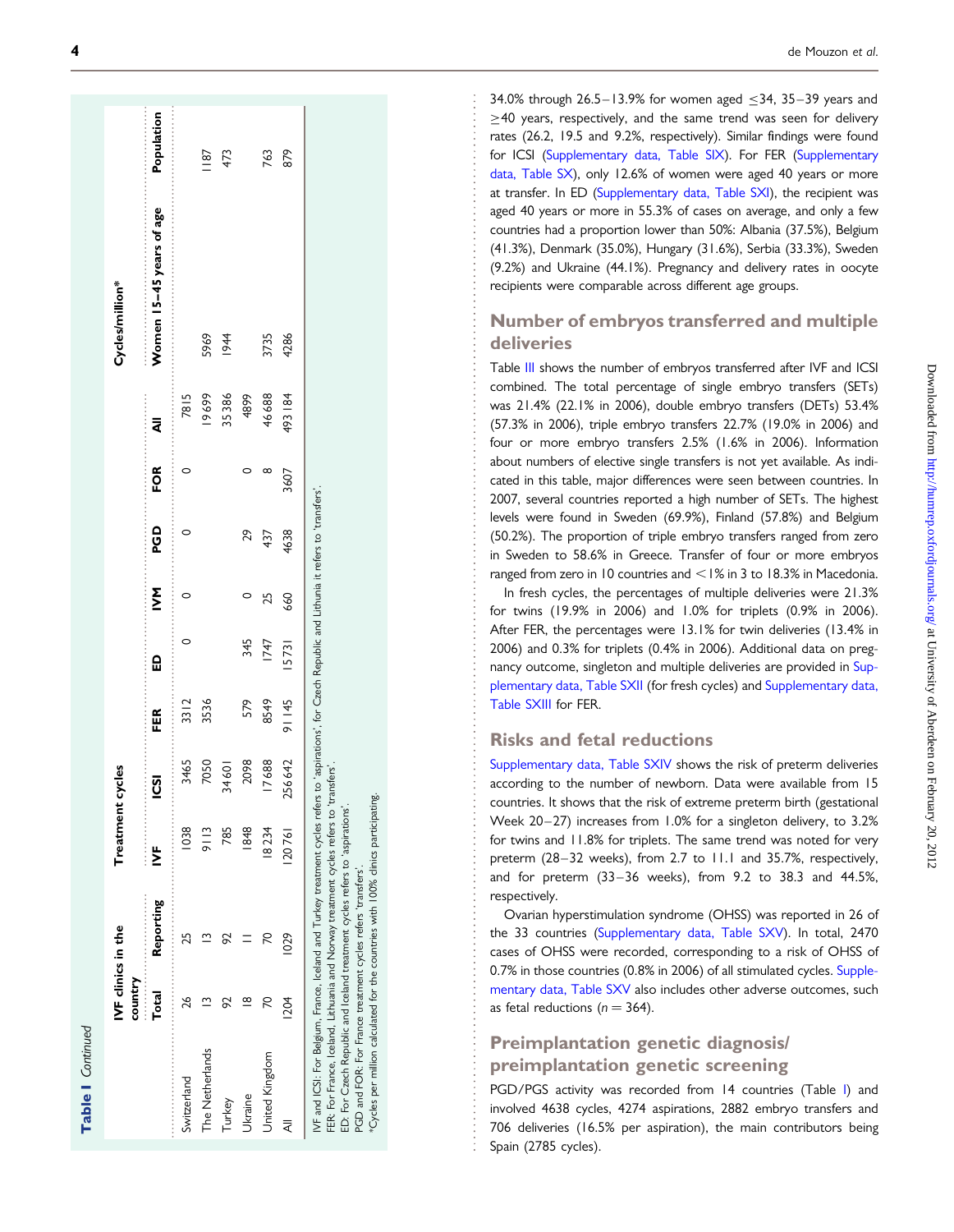**Table I** *Continued*

| | IVF clinics in the country | | Treatment cycles | | | | | | | | Cycles/million* | |
|---|---|---|---|---|---|---|---|---|---|---|---|---|
| | Total | Reporting | IVF | ICSI | FER | ED | IVM | PGD | FOR | All | Women 15–45 years of age | Population |
| Switzerland | 26 | 25 | 1038 | 3465 | 3312 | 0 | 0 | 0 | 0 | 7815 | | |
| The Netherlands | 13 | 13 | 9113 | 7050 | 3536 | | | | | 19 699 | 5969 | 1187 |
| Turkey | 92 | 92 | 785 | 34 601 | | | | | | 35 386 | 1944 | 473 |
| Ukraine | 18 | 11 | 1848 | 2098 | 579 | 345 | 0 | 29 | 0 | 4899 | | |
| United Kingdom | 70 | 70 | 18 234 | 17 688 | 8549 | 1747 | 25 | 437 | 8 | 46 688 | 3735 | 763 |
| All | 1204 | 1029 | 120 761 | 256 642 | 91 145 | 15 731 | 660 | 4638 | 3607 | 493 184 | 4286 | 879 |

IVF and ICSI: For Belgium, France, Iceland and Turkey treatment cycles refers to 'aspirations', for Czech Republic and Lithuania it refers to 'transfers'.
FER: For France, Iceland, Lithuania and Norway treatment cycles refers to 'transfers'.
ED: For Czech Republic and Iceland treatment cycles refers to 'aspirations'.
PGD and FOR: For France treatment cycles refers 'transfers'.
*Cycles per million calculated for the countries with 100% clinics participating.

34.0% through 26.5–13.9% for women aged ≤34, 35–39 years and ≥40 years, respectively, and the same trend was seen for delivery rates (26.2, 19.5 and 9.2%, respectively). Similar findings were found for ICSI (Supplementary data, Table SIX). For FER (Supplementary data, Table SX), only 12.6% of women were aged 40 years or more at transfer. In ED (Supplementary data, Table SXI), the recipient was aged 40 years or more in 55.3% of cases on average, and only a few countries had a proportion lower than 50%: Albania (37.5%), Belgium (41.3%), Denmark (35.0%), Hungary (31.6%), Serbia (33.3%), Sweden (9.2%) and Ukraine (44.1%). Pregnancy and delivery rates in oocyte recipients were comparable across different age groups.

## Number of embryos transferred and multiple deliveries

Table III shows the number of embryos transferred after IVF and ICSI combined. The total percentage of single embryo transfers (SETs) was 21.4% (22.1% in 2006), double embryo transfers (DETs) 53.4% (57.3% in 2006), triple embryo transfers 22.7% (19.0% in 2006) and four or more embryo transfers 2.5% (1.6% in 2006). Information about numbers of elective single transfers is not yet available. As indicated in this table, major differences were seen between countries. In 2007, several countries reported a high number of SETs. The highest levels were found in Sweden (69.9%), Finland (57.8%) and Belgium (50.2%). The proportion of triple embryo transfers ranged from zero in Sweden to 58.6% in Greece. Transfer of four or more embryos ranged from zero in 10 countries and <1% in 3 to 18.3% in Macedonia.

In fresh cycles, the percentages of multiple deliveries were 21.3% for twins (19.9% in 2006) and 1.0% for triplets (0.9% in 2006). After FER, the percentages were 13.1% for twin deliveries (13.4% in 2006) and 0.3% for triplets (0.4% in 2006). Additional data on pregnancy outcome, singleton and multiple deliveries are provided in Supplementary data, Table SXII (for fresh cycles) and Supplementary data, Table SXIII for FER.

## Risks and fetal reductions

Supplementary data, Table SXIV shows the risk of preterm deliveries according to the number of newborn. Data were available from 15 countries. It shows that the risk of extreme preterm birth (gestational Week 20–27) increases from 1.0% for a singleton delivery, to 3.2% for twins and 11.8% for triplets. The same trend was noted for very preterm (28–32 weeks), from 2.7 to 11.1 and 35.7%, respectively, and for preterm (33–36 weeks), from 9.2 to 38.3 and 44.5%, respectively.

Ovarian hyperstimulation syndrome (OHSS) was reported in 26 of the 33 countries (Supplementary data, Table SXV). In total, 2470 cases of OHSS were recorded, corresponding to a risk of OHSS of 0.7% in those countries (0.8% in 2006) of all stimulated cycles. Supplementary data, Table SXV also includes other adverse outcomes, such as fetal reductions ($n = 364$).

## Preimplantation genetic diagnosis/preimplantation genetic screening

PGD/PGS activity was recorded from 14 countries (Table I) and involved 4638 cycles, 4274 aspirations, 2882 embryo transfers and 706 deliveries (16.5% per aspiration), the main contributors being Spain (2785 cycles).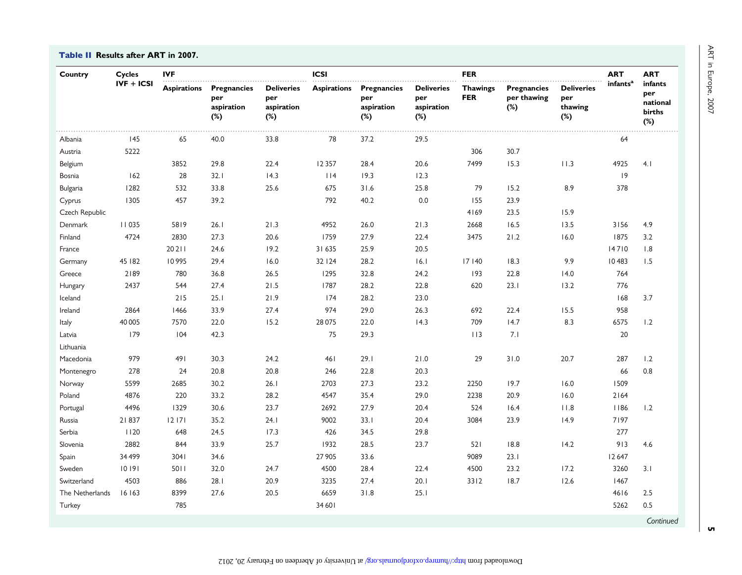**Table II** Results after ART in 2007.

| Country | Cycles IVF + ICSI | IVF | | | ICSI | | | FER | | | ART infants[a] | ART infants per national births (%) |
|---|---|---|---|---|---|---|---|---|---|---|---|---|
| | | Aspirations | Pregnancies per aspiration (%) | Deliveries per aspiration (%) | Aspirations | Pregnancies per aspiration (%) | Deliveries per aspiration (%) | Thawings FER | Pregnancies per thawing (%) | Deliveries per thawing (%) | | |
| Albania | 145 | 65 | 40.0 | 33.8 | 78 | 37.2 | 29.5 | | | | 64 | |
| Austria | 5222 | | | | | | | 306 | 30.7 | | | |
| Belgium | | 3852 | 29.8 | 22.4 | 12 357 | 28.4 | 20.6 | 7499 | 15.3 | 11.3 | 4925 | 4.1 |
| Bosnia | 162 | 28 | 32.1 | 14.3 | 114 | 19.3 | 12.3 | | | | 19 | |
| Bulgaria | 1282 | 532 | 33.8 | 25.6 | 675 | 31.6 | 25.8 | 79 | 15.2 | 8.9 | 378 | |
| Cyprus | 1305 | 457 | 39.2 | | 792 | 40.2 | 0.0 | 155 | 23.9 | | | |
| Czech Republic | | | | | | | | 4169 | 23.5 | 15.9 | | |
| Denmark | 11 035 | 5819 | 26.1 | 21.3 | 4952 | 26.0 | 21.3 | 2668 | 16.5 | 13.5 | 3156 | 4.9 |
| Finland | 4724 | 2830 | 27.3 | 20.6 | 1759 | 27.9 | 22.4 | 3475 | 21.2 | 16.0 | 1875 | 3.2 |
| France | | 20 211 | 24.6 | 19.2 | 31 635 | 25.9 | 20.5 | | | | 14 710 | 1.8 |
| Germany | 45 182 | 10 995 | 29.4 | 16.0 | 32 124 | 28.2 | 16.1 | 17 140 | 18.3 | 9.9 | 10 483 | 1.5 |
| Greece | 2189 | 780 | 36.8 | 26.5 | 1295 | 32.8 | 24.2 | 193 | 22.8 | 14.0 | 764 | |
| Hungary | 2437 | 544 | 27.4 | 21.5 | 1787 | 28.2 | 22.8 | 620 | 23.1 | 13.2 | 776 | |
| Iceland | | 215 | 25.1 | 21.9 | 174 | 28.2 | 23.0 | | | | 168 | 3.7 |
| Ireland | 2864 | 1466 | 33.9 | 27.4 | 974 | 29.0 | 26.3 | 692 | 22.4 | 15.5 | 958 | |
| Italy | 40 005 | 7570 | 22.0 | 15.2 | 28 075 | 22.0 | 14.3 | 709 | 14.7 | 8.3 | 6575 | 1.2 |
| Latvia | 179 | 104 | 42.3 | | 75 | 29.3 | | 113 | 7.1 | | 20 | |
| Lithuania | | | | | | | | | | | | |
| Macedonia | 979 | 491 | 30.3 | 24.2 | 461 | 29.1 | 21.0 | 29 | 31.0 | 20.7 | 287 | 1.2 |
| Montenegro | 278 | 24 | 20.8 | 20.8 | 246 | 22.8 | 20.3 | | | | 66 | 0.8 |
| Norway | 5599 | 2685 | 30.2 | 26.1 | 2703 | 27.3 | 23.2 | 2250 | 19.7 | 16.0 | 1509 | |
| Poland | 4876 | 220 | 33.2 | 28.2 | 4547 | 35.4 | 29.0 | 2238 | 20.9 | 16.0 | 2164 | |
| Portugal | 4496 | 1329 | 30.6 | 23.7 | 2692 | 27.9 | 20.4 | 524 | 16.4 | 11.8 | 1186 | 1.2 |
| Russia | 21 837 | 12 171 | 35.2 | 24.1 | 9002 | 33.1 | 20.4 | 3084 | 23.9 | 14.9 | 7197 | |
| Serbia | 1120 | 648 | 24.5 | 17.3 | 426 | 34.5 | 29.8 | | | | 277 | |
| Slovenia | 2882 | 844 | 33.9 | 25.7 | 1932 | 28.5 | 23.7 | 521 | 18.8 | 14.2 | 913 | 4.6 |
| Spain | 34 499 | 3041 | 34.6 | | 27 905 | 33.6 | | 9089 | 23.1 | | 12 647 | |
| Sweden | 10 191 | 5011 | 32.0 | 24.7 | 4500 | 28.4 | 22.4 | 4500 | 23.2 | 17.2 | 3260 | 3.1 |
| Switzerland | 4503 | 886 | 28.1 | 20.9 | 3235 | 27.4 | 20.1 | 3312 | 18.7 | 12.6 | 1467 | |
| The Netherlands | 16 163 | 8399 | 27.6 | 20.5 | 6659 | 31.8 | 25.1 | | | | 4616 | 2.5 |
| Turkey | | 785 | | | 34 601 | | | | | | 5262 | 0.5 |

*Continued*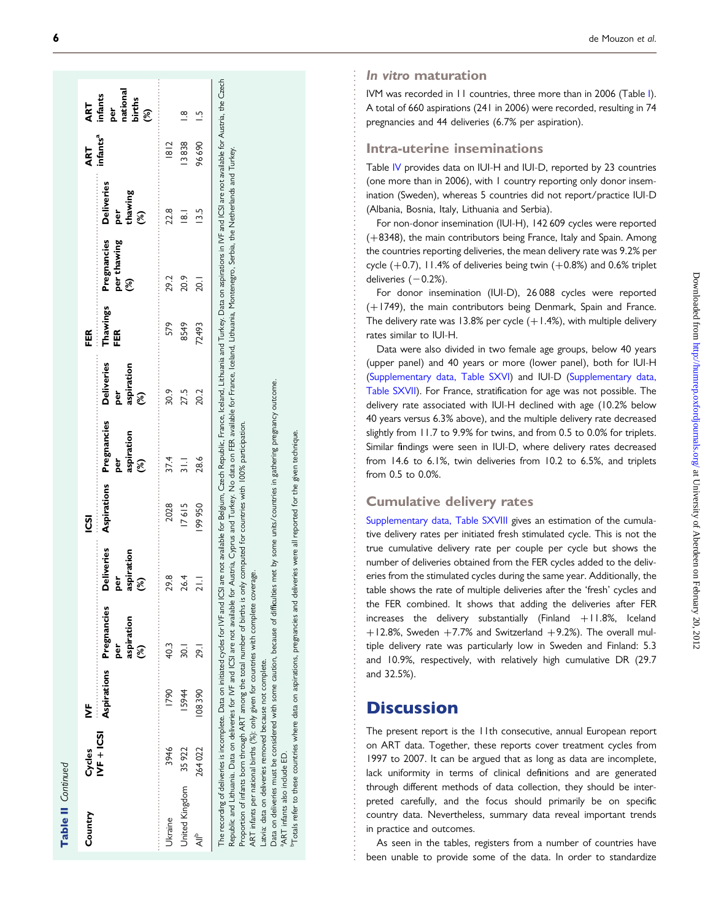**Table II** *Continued*

| Country | Cycles IVF + ICSI | IVF | | | ICSI | | | FER | | | ART infants[a] | ART infants per national births (%) |
|---|---|---|---|---|---|---|---|---|---|---|---|---|
| | | Aspirations | Pregnancies per aspiration (%) | Deliveries per aspiration (%) | Aspirations | Pregnancies per aspiration (%) | Deliveries per aspiration (%) | Thawings FER | Pregnancies per thawing (%) | Deliveries per thawing (%) | | |
| Ukraine | 3946 | 1790 | 40.3 | 29.8 | 2028 | 37.4 | 30.9 | 579 | 29.2 | 22.8 | 1812 | |
| United Kingdom | 35 922 | 15944 | 30.1 | 26.4 | 17 615 | 31.1 | 27.5 | 8549 | 20.9 | 18.1 | 13 838 | 1.8 |
| All[b] | 264 022 | 108 390 | 29.1 | 21.1 | 199 950 | 28.6 | 20.2 | 72493 | 20.1 | 13.5 | 96 690 | 1.5 |

The recording of deliveries is incomplete. Data on initiated cycles for IVF and ICSI are not available for Belgium, Czech Republic, France, Iceland, Lithuania and Turkey. Data on aspirations in IVF and ICSI are not available for Austria, the Czech Republic and Lithuania. Data on deliveries for IVF and ICSI are not available for Austria, Cyprus and Turkey. No data on FER available for France, Iceland, Lithuania, Montenegro, Serbia, the Netherlands and Turkey.
Proportion of infants born through ART among the total number of births is only computed for countries with 100% participation.
ART infants per national births (%): only given for countries with complete coverage.
Latvia: data on deliveries removed because not complete.
Data on deliveries must be considered with some caution, because of difficulties met by some units/countries in gathering pregnancy outcome.
[a]ART infants also include ED.
[b]Totals refer to these countries where data on aspirations, pregnancies and deliveries were all reported for the given technique.

## *In vitro* maturation

IVM was recorded in 11 countries, three more than in 2006 (Table I). A total of 660 aspirations (241 in 2006) were recorded, resulting in 74 pregnancies and 44 deliveries (6.7% per aspiration).

## Intra-uterine inseminations

Table IV provides data on IUI-H and IUI-D, reported by 23 countries (one more than in 2006), with 1 country reporting only donor insemination (Sweden), whereas 5 countries did not report/practice IUI-D (Albania, Bosnia, Italy, Lithuania and Serbia).

For non-donor insemination (IUI-H), 142 609 cycles were reported (+8348), the main contributors being France, Italy and Spain. Among the countries reporting deliveries, the mean delivery rate was 9.2% per cycle (+0.7), 11.4% of deliveries being twin (+0.8%) and 0.6% triplet deliveries (−0.2%).

For donor insemination (IUI-D), 26 088 cycles were reported (+1749), the main contributors being Denmark, Spain and France. The delivery rate was 13.8% per cycle (+1.4%), with multiple delivery rates similar to IUI-H.

Data were also divided in two female age groups, below 40 years (upper panel) and 40 years or more (lower panel), both for IUI-H (Supplementary data, Table SXVI) and IUI-D (Supplementary data, Table SXVII). For France, stratification for age was not possible. The delivery rate associated with IUI-H declined with age (10.2% below 40 years versus 6.3% above), and the multiple delivery rate decreased slightly from 11.7 to 9.9% for twins, and from 0.5 to 0.0% for triplets. Similar findings were seen in IUI-D, where delivery rates decreased from 14.6 to 6.1%, twin deliveries from 10.2 to 6.5%, and triplets from 0.5 to 0.0%.

## Cumulative delivery rates

Supplementary data, Table SXVIII gives an estimation of the cumulative delivery rates per initiated fresh stimulated cycle. This is not the true cumulative delivery rate per couple per cycle but shows the number of deliveries obtained from the FER cycles added to the deliveries from the stimulated cycles during the same year. Additionally, the table shows the rate of multiple deliveries after the 'fresh' cycles and the FER combined. It shows that adding the deliveries after FER increases the delivery substantially (Finland +11.8%, Iceland +12.8%, Sweden +7.7% and Switzerland +9.2%). The overall multiple delivery rate was particularly low in Sweden and Finland: 5.3 and 10.9%, respectively, with relatively high cumulative DR (29.7 and 32.5%).

# Discussion

The present report is the 11th consecutive, annual European report on ART data. Together, these reports cover treatment cycles from 1997 to 2007. It can be argued that as long as data are incomplete, lack uniformity in terms of clinical definitions and are generated through different methods of data collection, they should be interpreted carefully, and the focus should primarily be on specific country data. Nevertheless, summary data reveal important trends in practice and outcomes.

As seen in the tables, registers from a number of countries have been unable to provide some of the data. In order to standardize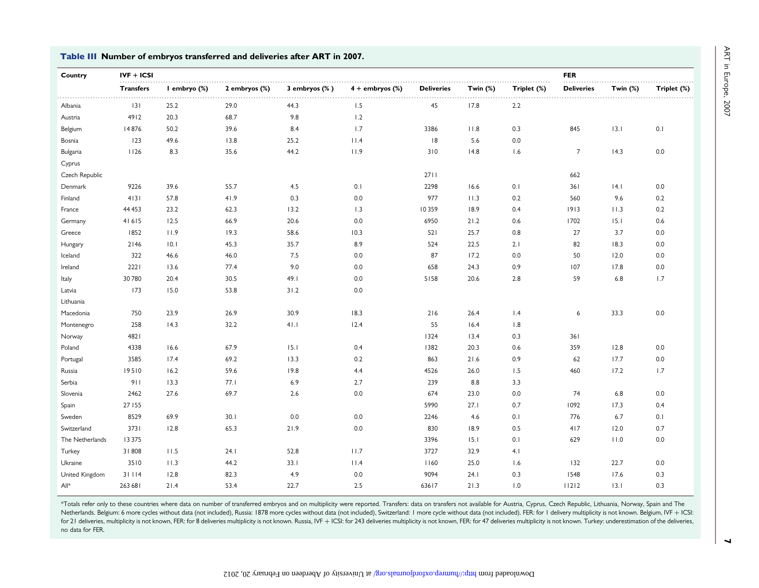**Table III** Number of embryos transferred and deliveries after ART in 2007.

| Country | IVF + ICSI | | | | | | | | FER | | |
|---|---|---|---|---|---|---|---|---|---|---|---|
| | Transfers | 1 embryo (%) | 2 embryos (%) | 3 embryos (% ) | 4 + embryos (%) | Deliveries | Twin (%) | Triplet (%) | Deliveries | Twin (%) | Triplet (%) |
| Albania | 131 | 25.2 | 29.0 | 44.3 | 1.5 | 45 | 17.8 | 2.2 | | | |
| Austria | 4912 | 20.3 | 68.7 | 9.8 | 1.2 | | | | | | |
| Belgium | 14 876 | 50.2 | 39.6 | 8.4 | 1.7 | 3386 | 11.8 | 0.3 | 845 | 13.1 | 0.1 |
| Bosnia | 123 | 49.6 | 13.8 | 25.2 | 11.4 | 18 | 5.6 | 0.0 | | | |
| Bulgaria | 1126 | 8.3 | 35.6 | 44.2 | 11.9 | 310 | 14.8 | 1.6 | 7 | 14.3 | 0.0 |
| Cyprus | | | | | | | | | | | |
| Czech Republic | | | | | | 2711 | | | 662 | | |
| Denmark | 9226 | 39.6 | 55.7 | 4.5 | 0.1 | 2298 | 16.6 | 0.1 | 361 | 14.1 | 0.0 |
| Finland | 4131 | 57.8 | 41.9 | 0.3 | 0.0 | 977 | 11.3 | 0.2 | 560 | 9.6 | 0.2 |
| France | 44 453 | 23.2 | 62.3 | 13.2 | 1.3 | 10 359 | 18.9 | 0.4 | 1913 | 11.3 | 0.2 |
| Germany | 41 615 | 12.5 | 66.9 | 20.6 | 0.0 | 6950 | 21.2 | 0.6 | 1702 | 15.1 | 0.6 |
| Greece | 1852 | 11.9 | 19.3 | 58.6 | 10.3 | 521 | 25.7 | 0.8 | 27 | 3.7 | 0.0 |
| Hungary | 2146 | 10.1 | 45.3 | 35.7 | 8.9 | 524 | 22.5 | 2.1 | 82 | 18.3 | 0.0 |
| Iceland | 322 | 46.6 | 46.0 | 7.5 | 0.0 | 87 | 17.2 | 0.0 | 50 | 12.0 | 0.0 |
| Ireland | 2221 | 13.6 | 77.4 | 9.0 | 0.0 | 658 | 24.3 | 0.9 | 107 | 17.8 | 0.0 |
| Italy | 30 780 | 20.4 | 30.5 | 49.1 | 0.0 | 5158 | 20.6 | 2.8 | 59 | 6.8 | 1.7 |
| Latvia | 173 | 15.0 | 53.8 | 31.2 | 0.0 | | | | | | |
| Lithuania | | | | | | | | | | | |
| Macedonia | 750 | 23.9 | 26.9 | 30.9 | 18.3 | 216 | 26.4 | 1.4 | 6 | 33.3 | 0.0 |
| Montenegro | 258 | 14.3 | 32.2 | 41.1 | 12.4 | 55 | 16.4 | 1.8 | | | |
| Norway | 4821 | | | | | 1324 | 13.4 | 0.3 | 361 | | |
| Poland | 4338 | 16.6 | 67.9 | 15.1 | 0.4 | 1382 | 20.3 | 0.6 | 359 | 12.8 | 0.0 |
| Portugal | 3585 | 17.4 | 69.2 | 13.3 | 0.2 | 863 | 21.6 | 0.9 | 62 | 17.7 | 0.0 |
| Russia | 19 510 | 16.2 | 59.6 | 19.8 | 4.4 | 4526 | 26.0 | 1.5 | 460 | 17.2 | 1.7 |
| Serbia | 911 | 13.3 | 77.1 | 6.9 | 2.7 | 239 | 8.8 | 3.3 | | | |
| Slovenia | 2462 | 27.6 | 69.7 | 2.6 | 0.0 | 674 | 23.0 | 0.0 | 74 | 6.8 | 0.0 |
| Spain | 27 155 | | | | | 5990 | 27.1 | 0.7 | 1092 | 17.3 | 0.4 |
| Sweden | 8529 | 69.9 | 30.1 | 0.0 | 0.0 | 2246 | 4.6 | 0.1 | 776 | 6.7 | 0.1 |
| Switzerland | 3731 | 12.8 | 65.3 | 21.9 | 0.0 | 830 | 18.9 | 0.5 | 417 | 12.0 | 0.7 |
| The Netherlands | 13 375 | | | | | 3396 | 15.1 | 0.1 | 629 | 11.0 | 0.0 |
| Turkey | 31 808 | 11.5 | 24.1 | 52.8 | 11.7 | 3727 | 32.9 | 4.1 | | | |
| Ukraine | 3510 | 11.3 | 44.2 | 33.1 | 11.4 | 1160 | 25.0 | 1.6 | 132 | 22.7 | 0.0 |
| United Kingdom | 31 114 | 12.8 | 82.3 | 4.9 | 0.0 | 9094 | 24.1 | 0.3 | 1548 | 17.6 | 0.3 |
| All* | 263 681 | 21.4 | 53.4 | 22.7 | 2.5 | 63617 | 21.3 | 1.0 | 11212 | 13.1 | 0.3 |

*Totals refer only to these countries where data on number of transferred embryos and on multiplicity were reported. Transfers: data on transfers not available for Austria, Cyprus, Czech Republic, Lithuania, Norway, Spain and The Netherlands. Belgium: 6 more cycles without data (not included), Russia: 1878 more cycles without data (not included), Switzerland: 1 more cycle without data (not included). FER: for 1 delivery multiplicity is not known. Belgium, IVF + ICSI: for 21 deliveries, multiplicity is not known, FER: for 8 deliveries multiplicity is not known. Russia, IVF + ICSI: for 243 deliveries multiplicity is not known, FER: for 47 deliveries multiplicity is not known. Turkey: underestimation of the deliveries, no data for FER.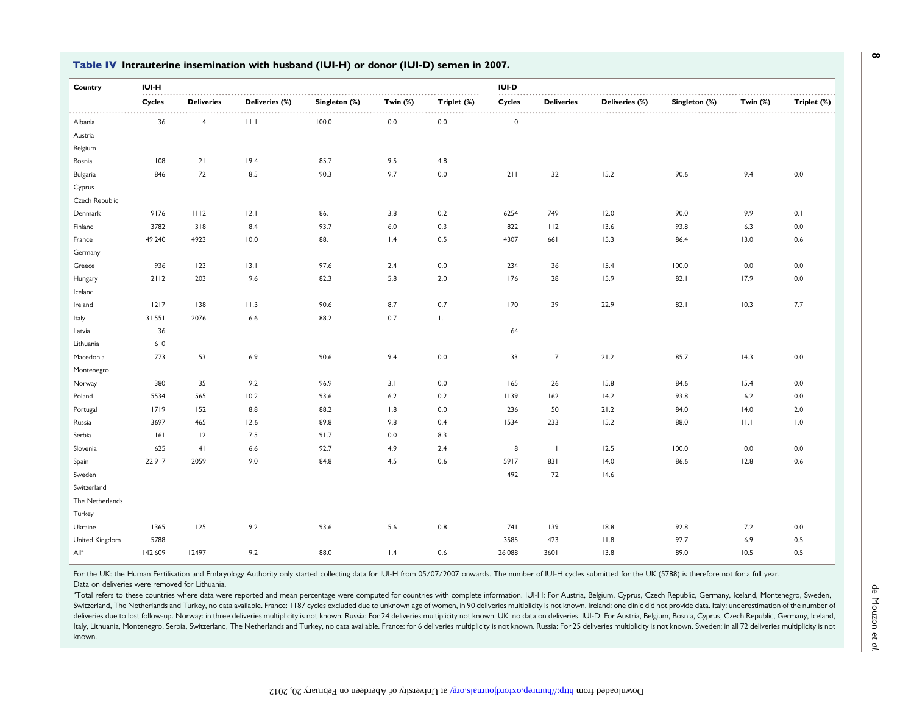**Table IV Intrauterine insemination with husband (IUI-H) or donor (IUI-D) semen in 2007.**

| Country | IUI-H | | | | | | IUI-D | | | | | |
|---|---|---|---|---|---|---|---|---|---|---|---|---|
| | Cycles | Deliveries | Deliveries (%) | Singleton (%) | Twin (%) | Triplet (%) | Cycles | Deliveries | Deliveries (%) | Singleton (%) | Twin (%) | Triplet (%) |
| Albania | 36 | 4 | 11.1 | 100.0 | 0.0 | 0.0 | 0 | | | | | |
| Austria | | | | | | | | | | | | |
| Belgium | | | | | | | | | | | | |
| Bosnia | 108 | 21 | 19.4 | 85.7 | 9.5 | 4.8 | | | | | | |
| Bulgaria | 846 | 72 | 8.5 | 90.3 | 9.7 | 0.0 | 211 | 32 | 15.2 | 90.6 | 9.4 | 0.0 |
| Cyprus | | | | | | | | | | | | |
| Czech Republic | | | | | | | | | | | | |
| Denmark | 9176 | 1112 | 12.1 | 86.1 | 13.8 | 0.2 | 6254 | 749 | 12.0 | 90.0 | 9.9 | 0.1 |
| Finland | 3782 | 318 | 8.4 | 93.7 | 6.0 | 0.3 | 822 | 112 | 13.6 | 93.8 | 6.3 | 0.0 |
| France | 49 240 | 4923 | 10.0 | 88.1 | 11.4 | 0.5 | 4307 | 661 | 15.3 | 86.4 | 13.0 | 0.6 |
| Germany | | | | | | | | | | | | |
| Greece | 936 | 123 | 13.1 | 97.6 | 2.4 | 0.0 | 234 | 36 | 15.4 | 100.0 | 0.0 | 0.0 |
| Hungary | 2112 | 203 | 9.6 | 82.3 | 15.8 | 2.0 | 176 | 28 | 15.9 | 82.1 | 17.9 | 0.0 |
| Iceland | | | | | | | | | | | | |
| Ireland | 1217 | 138 | 11.3 | 90.6 | 8.7 | 0.7 | 170 | 39 | 22.9 | 82.1 | 10.3 | 7.7 |
| Italy | 31 551 | 2076 | 6.6 | 88.2 | 10.7 | 1.1 | | | | | | |
| Latvia | 36 | | | | | | 64 | | | | | |
| Lithuania | 610 | | | | | | | | | | | |
| Macedonia | 773 | 53 | 6.9 | 90.6 | 9.4 | 0.0 | 33 | 7 | 21.2 | 85.7 | 14.3 | 0.0 |
| Montenegro | | | | | | | | | | | | |
| Norway | 380 | 35 | 9.2 | 96.9 | 3.1 | 0.0 | 165 | 26 | 15.8 | 84.6 | 15.4 | 0.0 |
| Poland | 5534 | 565 | 10.2 | 93.6 | 6.2 | 0.2 | 1139 | 162 | 14.2 | 93.8 | 6.2 | 0.0 |
| Portugal | 1719 | 152 | 8.8 | 88.2 | 11.8 | 0.0 | 236 | 50 | 21.2 | 84.0 | 14.0 | 2.0 |
| Russia | 3697 | 465 | 12.6 | 89.8 | 9.8 | 0.4 | 1534 | 233 | 15.2 | 88.0 | 11.1 | 1.0 |
| Serbia | 161 | 12 | 7.5 | 91.7 | 0.0 | 8.3 | | | | | | |
| Slovenia | 625 | 41 | 6.6 | 92.7 | 4.9 | 2.4 | 8 | 1 | 12.5 | 100.0 | 0.0 | 0.0 |
| Spain | 22 917 | 2059 | 9.0 | 84.8 | 14.5 | 0.6 | 5917 | 831 | 14.0 | 86.6 | 12.8 | 0.6 |
| Sweden | | | | | | | 492 | 72 | 14.6 | | | |
| Switzerland | | | | | | | | | | | | |
| The Netherlands | | | | | | | | | | | | |
| Turkey | | | | | | | | | | | | |
| Ukraine | 1365 | 125 | 9.2 | 93.6 | 5.6 | 0.8 | 741 | 139 | 18.8 | 92.8 | 7.2 | 0.0 |
| United Kingdom | 5788 | | | | | | 3585 | 423 | 11.8 | 92.7 | 6.9 | 0.5 |
| All[a] | 142 609 | 12497 | 9.2 | 88.0 | 11.4 | 0.6 | 26 088 | 3601 | 13.8 | 89.0 | 10.5 | 0.5 |

For the UK: the Human Fertilisation and Embryology Authority only started collecting data for IUI-H from 05/07/2007 onwards. The number of IUI-H cycles submitted for the UK (5788) is therefore not for a full year.
Data on deliveries were removed for Lithuania.

[a]Total refers to these countries where data were reported and mean percentage were computed for countries with complete information. IUI-H: For Austria, Belgium, Cyprus, Czech Republic, Germany, Iceland, Montenegro, Sweden, Switzerland, The Netherlands and Turkey, no data available. France: 1187 cycles excluded due to unknown age of women, in 90 deliveries multiplicity is not known. Ireland: one clinic did not provide data. Italy: underestimation of the number of deliveries due to lost follow-up. Norway: in three deliveries multiplicity is not known. Russia: For 24 deliveries multiplicity not known. UK: no data on deliveries. IUI-D: For Austria, Belgium, Bosnia, Cyprus, Czech Republic, Germany, Iceland, Italy, Lithuania, Montenegro, Serbia, Switzerland, The Netherlands and Turkey, no data available. France: for 6 deliveries multiplicity is not known. Russia: For 25 deliveries multiplicity is not known. Sweden: in all 72 deliveries multiplicity is not known.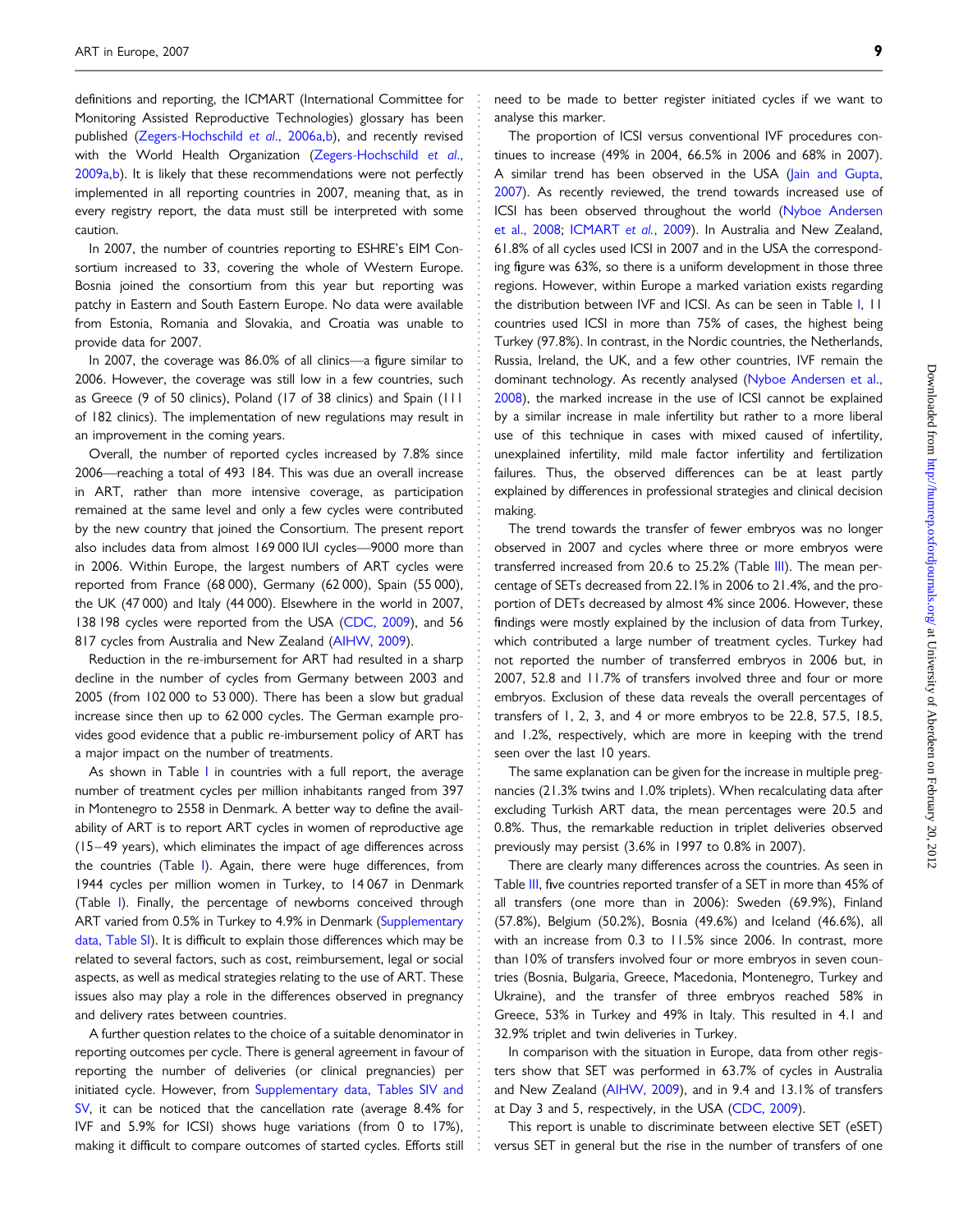definitions and reporting, the ICMART (International Committee for Monitoring Assisted Reproductive Technologies) glossary has been published (Zegers-Hochschild *et al.*, 2006a,b), and recently revised with the World Health Organization (Zegers-Hochschild *et al.*, 2009a,b). It is likely that these recommendations were not perfectly implemented in all reporting countries in 2007, meaning that, as in every registry report, the data must still be interpreted with some caution.

In 2007, the number of countries reporting to ESHRE's EIM Consortium increased to 33, covering the whole of Western Europe. Bosnia joined the consortium from this year but reporting was patchy in Eastern and South Eastern Europe. No data were available from Estonia, Romania and Slovakia, and Croatia was unable to provide data for 2007.

In 2007, the coverage was 86.0% of all clinics—a figure similar to 2006. However, the coverage was still low in a few countries, such as Greece (9 of 50 clinics), Poland (17 of 38 clinics) and Spain (111 of 182 clinics). The implementation of new regulations may result in an improvement in the coming years.

Overall, the number of reported cycles increased by 7.8% since 2006—reaching a total of 493 184. This was due an overall increase in ART, rather than more intensive coverage, as participation remained at the same level and only a few cycles were contributed by the new country that joined the Consortium. The present report also includes data from almost 169 000 IUI cycles—9000 more than in 2006. Within Europe, the largest numbers of ART cycles were reported from France (68 000), Germany (62 000), Spain (55 000), the UK (47 000) and Italy (44 000). Elsewhere in the world in 2007, 138 198 cycles were reported from the USA (CDC, 2009), and 56 817 cycles from Australia and New Zealand (AIHW, 2009).

Reduction in the re-imbursement for ART had resulted in a sharp decline in the number of cycles from Germany between 2003 and 2005 (from 102 000 to 53 000). There has been a slow but gradual increase since then up to 62 000 cycles. The German example provides good evidence that a public re-imbursement policy of ART has a major impact on the number of treatments.

As shown in Table I in countries with a full report, the average number of treatment cycles per million inhabitants ranged from 397 in Montenegro to 2558 in Denmark. A better way to define the availability of ART is to report ART cycles in women of reproductive age (15–49 years), which eliminates the impact of age differences across the countries (Table I). Again, there were huge differences, from 1944 cycles per million women in Turkey, to 14 067 in Denmark (Table I). Finally, the percentage of newborns conceived through ART varied from 0.5% in Turkey to 4.9% in Denmark (Supplementary data, Table SI). It is difficult to explain those differences which may be related to several factors, such as cost, reimbursement, legal or social aspects, as well as medical strategies relating to the use of ART. These issues also may play a role in the differences observed in pregnancy and delivery rates between countries.

A further question relates to the choice of a suitable denominator in reporting outcomes per cycle. There is general agreement in favour of reporting the number of deliveries (or clinical pregnancies) per initiated cycle. However, from Supplementary data, Tables SIV and SV, it can be noticed that the cancellation rate (average 8.4% for IVF and 5.9% for ICSI) shows huge variations (from 0 to 17%), making it difficult to compare outcomes of started cycles. Efforts still need to be made to better register initiated cycles if we want to analyse this marker.

The proportion of ICSI versus conventional IVF procedures continues to increase (49% in 2004, 66.5% in 2006 and 68% in 2007). A similar trend has been observed in the USA (Jain and Gupta, 2007). As recently reviewed, the trend towards increased use of ICSI has been observed throughout the world (Nyboe Andersen et al., 2008; ICMART *et al.*, 2009). In Australia and New Zealand, 61.8% of all cycles used ICSI in 2007 and in the USA the corresponding figure was 63%, so there is a uniform development in those three regions. However, within Europe a marked variation exists regarding the distribution between IVF and ICSI. As can be seen in Table I, 11 countries used ICSI in more than 75% of cases, the highest being Turkey (97.8%). In contrast, in the Nordic countries, the Netherlands, Russia, Ireland, the UK, and a few other countries, IVF remain the dominant technology. As recently analysed (Nyboe Andersen et al., 2008), the marked increase in the use of ICSI cannot be explained by a similar increase in male infertility but rather to a more liberal use of this technique in cases with mixed caused of infertility, unexplained infertility, mild male factor infertility and fertilization failures. Thus, the observed differences can be at least partly explained by differences in professional strategies and clinical decision making.

The trend towards the transfer of fewer embryos was no longer observed in 2007 and cycles where three or more embryos were transferred increased from 20.6 to 25.2% (Table III). The mean percentage of SETs decreased from 22.1% in 2006 to 21.4%, and the proportion of DETs decreased by almost 4% since 2006. However, these findings were mostly explained by the inclusion of data from Turkey, which contributed a large number of treatment cycles. Turkey had not reported the number of transferred embryos in 2006 but, in 2007, 52.8 and 11.7% of transfers involved three and four or more embryos. Exclusion of these data reveals the overall percentages of transfers of 1, 2, 3, and 4 or more embryos to be 22.8, 57.5, 18.5, and 1.2%, respectively, which are more in keeping with the trend seen over the last 10 years.

The same explanation can be given for the increase in multiple pregnancies (21.3% twins and 1.0% triplets). When recalculating data after excluding Turkish ART data, the mean percentages were 20.5 and 0.8%. Thus, the remarkable reduction in triplet deliveries observed previously may persist (3.6% in 1997 to 0.8% in 2007).

There are clearly many differences across the countries. As seen in Table III, five countries reported transfer of a SET in more than 45% of all transfers (one more than in 2006): Sweden (69.9%), Finland (57.8%), Belgium (50.2%), Bosnia (49.6%) and Iceland (46.6%), all with an increase from 0.3 to 11.5% since 2006. In contrast, more than 10% of transfers involved four or more embryos in seven countries (Bosnia, Bulgaria, Greece, Macedonia, Montenegro, Turkey and Ukraine), and the transfer of three embryos reached 58% in Greece, 53% in Turkey and 49% in Italy. This resulted in 4.1 and 32.9% triplet and twin deliveries in Turkey.

In comparison with the situation in Europe, data from other registers show that SET was performed in 63.7% of cycles in Australia and New Zealand (AIHW, 2009), and in 9.4 and 13.1% of transfers at Day 3 and 5, respectively, in the USA (CDC, 2009).

This report is unable to discriminate between elective SET (eSET) versus SET in general but the rise in the number of transfers of one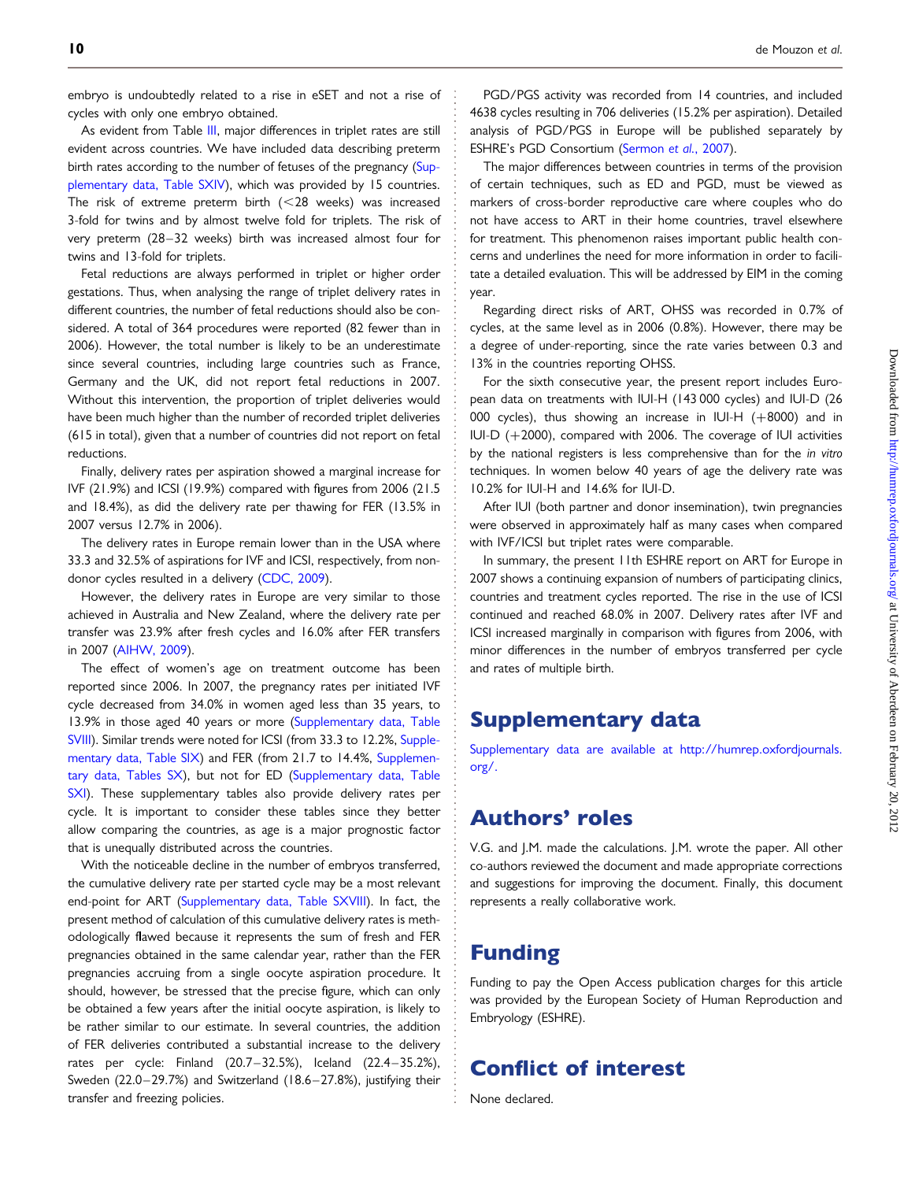embryo is undoubtedly related to a rise in eSET and not a rise of cycles with only one embryo obtained.

As evident from Table III, major differences in triplet rates are still evident across countries. We have included data describing preterm birth rates according to the number of fetuses of the pregnancy (Supplementary data, Table SXIV), which was provided by 15 countries. The risk of extreme preterm birth (<28 weeks) was increased 3-fold for twins and by almost twelve fold for triplets. The risk of very preterm (28–32 weeks) birth was increased almost four for twins and 13-fold for triplets.

Fetal reductions are always performed in triplet or higher order gestations. Thus, when analysing the range of triplet delivery rates in different countries, the number of fetal reductions should also be considered. A total of 364 procedures were reported (82 fewer than in 2006). However, the total number is likely to be an underestimate since several countries, including large countries such as France, Germany and the UK, did not report fetal reductions in 2007. Without this intervention, the proportion of triplet deliveries would have been much higher than the number of recorded triplet deliveries (615 in total), given that a number of countries did not report on fetal reductions.

Finally, delivery rates per aspiration showed a marginal increase for IVF (21.9%) and ICSI (19.9%) compared with figures from 2006 (21.5 and 18.4%), as did the delivery rate per thawing for FER (13.5% in 2007 versus 12.7% in 2006).

The delivery rates in Europe remain lower than in the USA where 33.3 and 32.5% of aspirations for IVF and ICSI, respectively, from non-donor cycles resulted in a delivery (CDC, 2009).

However, the delivery rates in Europe are very similar to those achieved in Australia and New Zealand, where the delivery rate per transfer was 23.9% after fresh cycles and 16.0% after FER transfers in 2007 (AIHW, 2009).

The effect of women's age on treatment outcome has been reported since 2006. In 2007, the pregnancy rates per initiated IVF cycle decreased from 34.0% in women aged less than 35 years, to 13.9% in those aged 40 years or more (Supplementary data, Table SVIII). Similar trends were noted for ICSI (from 33.3 to 12.2%, Supplementary data, Table SIX) and FER (from 21.7 to 14.4%, Supplementary data, Tables SX), but not for ED (Supplementary data, Table SXI). These supplementary tables also provide delivery rates per cycle. It is important to consider these tables since they better allow comparing the countries, as age is a major prognostic factor that is unequally distributed across the countries.

With the noticeable decline in the number of embryos transferred, the cumulative delivery rate per started cycle may be a most relevant end-point for ART (Supplementary data, Table SXVIII). In fact, the present method of calculation of this cumulative delivery rates is methodologically flawed because it represents the sum of fresh and FER pregnancies obtained in the same calendar year, rather than the FER pregnancies accruing from a single oocyte aspiration procedure. It should, however, be stressed that the precise figure, which can only be obtained a few years after the initial oocyte aspiration, is likely to be rather similar to our estimate. In several countries, the addition of FER deliveries contributed a substantial increase to the delivery rates per cycle: Finland (20.7–32.5%), Iceland (22.4–35.2%), Sweden (22.0–29.7%) and Switzerland (18.6–27.8%), justifying their transfer and freezing policies.

PGD/PGS activity was recorded from 14 countries, and included 4638 cycles resulting in 706 deliveries (15.2% per aspiration). Detailed analysis of PGD/PGS in Europe will be published separately by ESHRE's PGD Consortium (Sermon *et al.*, 2007).

The major differences between countries in terms of the provision of certain techniques, such as ED and PGD, must be viewed as markers of cross-border reproductive care where couples who do not have access to ART in their home countries, travel elsewhere for treatment. This phenomenon raises important public health concerns and underlines the need for more information in order to facilitate a detailed evaluation. This will be addressed by EIM in the coming year.

Regarding direct risks of ART, OHSS was recorded in 0.7% of cycles, at the same level as in 2006 (0.8%). However, there may be a degree of under-reporting, since the rate varies between 0.3 and 13% in the countries reporting OHSS.

For the sixth consecutive year, the present report includes European data on treatments with IUI-H (143 000 cycles) and IUI-D (26 000 cycles), thus showing an increase in IUI-H (+8000) and in IUI-D (+2000), compared with 2006. The coverage of IUI activities by the national registers is less comprehensive than for the *in vitro* techniques. In women below 40 years of age the delivery rate was 10.2% for IUI-H and 14.6% for IUI-D.

After IUI (both partner and donor insemination), twin pregnancies were observed in approximately half as many cases when compared with IVF/ICSI but triplet rates were comparable.

In summary, the present 11th ESHRE report on ART for Europe in 2007 shows a continuing expansion of numbers of participating clinics, countries and treatment cycles reported. The rise in the use of ICSI continued and reached 68.0% in 2007. Delivery rates after IVF and ICSI increased marginally in comparison with figures from 2006, with minor differences in the number of embryos transferred per cycle and rates of multiple birth.

# Supplementary data

Supplementary data are available at http://humrep.oxfordjournals.org/.

# Authors' roles

V.G. and J.M. made the calculations. J.M. wrote the paper. All other co-authors reviewed the document and made appropriate corrections and suggestions for improving the document. Finally, this document represents a really collaborative work.

# Funding

Funding to pay the Open Access publication charges for this article was provided by the European Society of Human Reproduction and Embryology (ESHRE).

# Conflict of interest

None declared.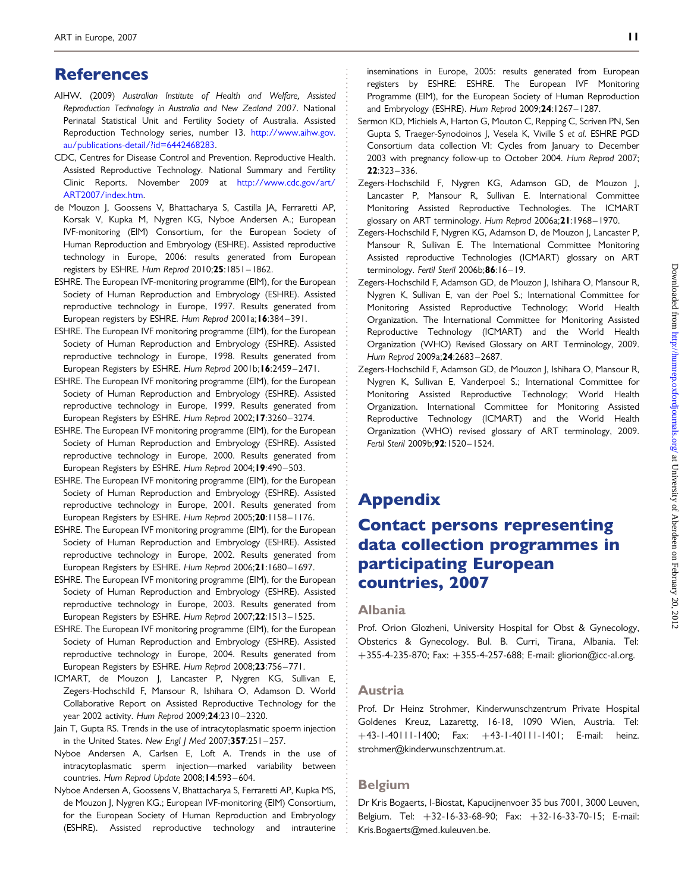## References

AIHW. (2009) *Australian Institute of Health and Welfare, Assisted Reproduction Technology in Australia and New Zealand 2007*. National Perinatal Statistical Unit and Fertility Society of Australia. Assisted Reproduction Technology series, number 13. http://www.aihw.gov.au/publications-detail/?id=6442468283.

CDC, Centres for Disease Control and Prevention. Reproductive Health. Assisted Reproductive Technology. National Summary and Fertility Clinic Reports. November 2009 at http://www.cdc.gov/art/ART2007/index.htm.

de Mouzon J, Goossens V, Bhattacharya S, Castilla JA, Ferraretti AP, Korsak V, Kupka M, Nygren KG, Nyboe Andersen A.; European IVF-monitoring (EIM) Consortium, for the European Society of Human Reproduction and Embryology (ESHRE). Assisted reproductive technology in Europe, 2006: results generated from European registers by ESHRE. *Hum Reprod* 2010;**25**:1851–1862.

ESHRE. The European IVF-monitoring programme (EIM), for the European Society of Human Reproduction and Embryology (ESHRE). Assisted reproductive technology in Europe, 1997. Results generated from European registers by ESHRE. *Hum Reprod* 2001a;**16**:384–391.

ESHRE. The European IVF monitoring programme (EIM), for the European Society of Human Reproduction and Embryology (ESHRE). Assisted reproductive technology in Europe, 1998. Results generated from European Registers by ESHRE. *Hum Reprod* 2001b;**16**:2459–2471.

ESHRE. The European IVF monitoring programme (EIM), for the European Society of Human Reproduction and Embryology (ESHRE). Assisted reproductive technology in Europe, 1999. Results generated from European Registers by ESHRE. *Hum Reprod* 2002;**17**:3260–3274.

ESHRE. The European IVF monitoring programme (EIM), for the European Society of Human Reproduction and Embryology (ESHRE). Assisted reproductive technology in Europe, 2000. Results generated from European Registers by ESHRE. *Hum Reprod* 2004;**19**:490–503.

ESHRE. The European IVF monitoring programme (EIM), for the European Society of Human Reproduction and Embryology (ESHRE). Assisted reproductive technology in Europe, 2001. Results generated from European Registers by ESHRE. *Hum Reprod* 2005;**20**:1158–1176.

ESHRE. The European IVF monitoring programme (EIM), for the European Society of Human Reproduction and Embryology (ESHRE). Assisted reproductive technology in Europe, 2002. Results generated from European Registers by ESHRE. *Hum Reprod* 2006;**21**:1680–1697.

ESHRE. The European IVF monitoring programme (EIM), for the European Society of Human Reproduction and Embryology (ESHRE). Assisted reproductive technology in Europe, 2003. Results generated from European Registers by ESHRE. *Hum Reprod* 2007;**22**:1513–1525.

ESHRE. The European IVF monitoring programme (EIM), for the European Society of Human Reproduction and Embryology (ESHRE). Assisted reproductive technology in Europe, 2004. Results generated from European Registers by ESHRE. *Hum Reprod* 2008;**23**:756–771.

ICMART, de Mouzon J, Lancaster P, Nygren KG, Sullivan E, Zegers-Hochschild F, Mansour R, Ishihara O, Adamson D. World Collaborative Report on Assisted Reproductive Technology for the year 2002 activity. *Hum Reprod* 2009;**24**:2310–2320.

Jain T, Gupta RS. Trends in the use of intracytoplasmatic spoerm injection in the United States. *New Engl J Med* 2007;**357**:251–257.

Nyboe Andersen A, Carlsen E, Loft A. Trends in the use of intracytoplasmatic sperm injection—marked variability between countries. *Hum Reprod Update* 2008;**14**:593–604.

Nyboe Andersen A, Goossens V, Bhattacharya S, Ferraretti AP, Kupka MS, de Mouzon J, Nygren KG.; European IVF-monitoring (EIM) Consortium, for the European Society of Human Reproduction and Embryology (ESHRE). Assisted reproductive technology and intrauterine inseminations in Europe, 2005: results generated from European registers by ESHRE: ESHRE. The European IVF Monitoring Programme (EIM), for the European Society of Human Reproduction and Embryology (ESHRE). *Hum Reprod* 2009;**24**:1267–1287.

Sermon KD, Michiels A, Harton G, Mouton C, Repping C, Scriven PN, Sen Gupta S, Traeger-Synodinos J, Vesela K, Viville S *et al.* ESHRE PGD Consortium data collection VI: Cycles from January to December 2003 with pregnancy follow-up to October 2004. *Hum Reprod* 2007; **22**:323–336.

Zegers-Hochschild F, Nygren KG, Adamson GD, de Mouzon J, Lancaster P, Mansour R, Sullivan E. International Committee Monitoring Assisted Reproductive Technologies. The ICMART glossary on ART terminology. *Hum Reprod* 2006a;**21**:1968–1970.

Zegers-Hochschild F, Nygren KG, Adamson D, de Mouzon J, Lancaster P, Mansour R, Sullivan E. The International Committee Monitoring Assisted reproductive Technologies (ICMART) glossary on ART terminology. *Fertil Steril* 2006b;**86**:16–19.

Zegers-Hochschild F, Adamson GD, de Mouzon J, Ishihara O, Mansour R, Nygren K, Sullivan E, van der Poel S.; International Committee for Monitoring Assisted Reproductive Technology; World Health Organization. The International Committee for Monitoring Assisted Reproductive Technology (ICMART) and the World Health Organization (WHO) Revised Glossary on ART Terminology, 2009. *Hum Reprod* 2009a;**24**:2683–2687.

Zegers-Hochschild F, Adamson GD, de Mouzon J, Ishihara O, Mansour R, Nygren K, Sullivan E, Vanderpoel S.; International Committee for Monitoring Assisted Reproductive Technology; World Health Organization. International Committee for Monitoring Assisted Reproductive Technology (ICMART) and the World Health Organization (WHO) revised glossary of ART terminology, 2009. *Fertil Steril* 2009b;**92**:1520–1524.

# Appendix

## Contact persons representing data collection programmes in participating European countries, 2007

### Albania

Prof. Orion Glozheni, University Hospital for Obst & Gynecology, Obsterics & Gynecology. Bul. B. Curri, Tirana, Albania. Tel: +355-4-235-870; Fax: +355-4-257-688; E-mail: gliorion@icc-al.org.

### Austria

Prof. Dr Heinz Strohmer, Kinderwunschzentrum Private Hospital Goldenes Kreuz, Lazarettg, 16-18, 1090 Wien, Austria. Tel: +43-1-40111-1400; Fax: +43-1-40111-1401; E-mail: heinz.strohmer@kinderwunschzentrum.at.

### Belgium

Dr Kris Bogaerts, I-Biostat, Kapucijnenvoer 35 bus 7001, 3000 Leuven, Belgium. Tel: +32-16-33-68-90; Fax: +32-16-33-70-15; E-mail: Kris.Bogaerts@med.kuleuven.be.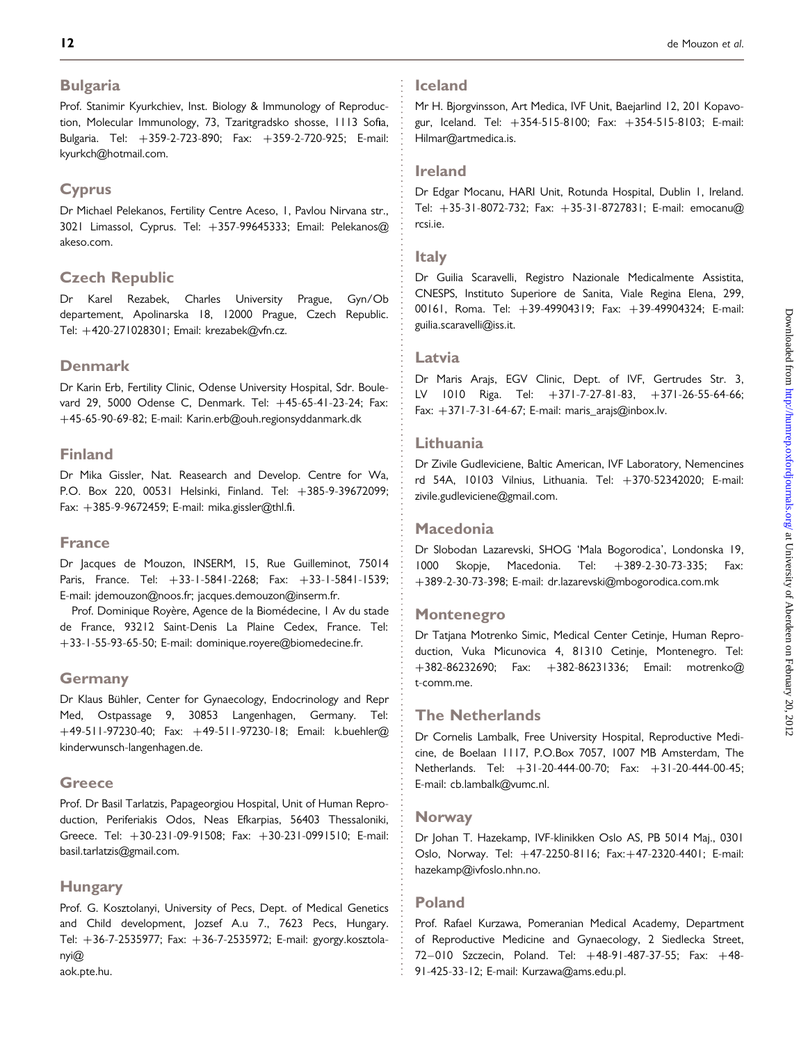## Bulgaria

Prof. Stanimir Kyurkchiev, Inst. Biology & Immunology of Reproduction, Molecular Immunology, 73, Tzaritgradsko shosse, 1113 Sofia, Bulgaria. Tel: +359-2-723-890; Fax: +359-2-720-925; E-mail: kyurkch@hotmail.com.

## Cyprus

Dr Michael Pelekanos, Fertility Centre Aceso, 1, Pavlou Nirvana str., 3021 Limassol, Cyprus. Tel: +357-99645333; Email: Pelekanos@akeso.com.

## Czech Republic

Dr Karel Rezabek, Charles University Prague, Gyn/Ob departement, Apolinarska 18, 12000 Prague, Czech Republic. Tel: +420-271028301; Email: krezabek@vfn.cz.

## Denmark

Dr Karin Erb, Fertility Clinic, Odense University Hospital, Sdr. Boulevard 29, 5000 Odense C, Denmark. Tel: +45-65-41-23-24; Fax: +45-65-90-69-82; E-mail: Karin.erb@ouh.regionsyddanmark.dk

## Finland

Dr Mika Gissler, Nat. Reasearch and Develop. Centre for Wa, P.O. Box 220, 00531 Helsinki, Finland. Tel: +385-9-39672099; Fax: +385-9-9672459; E-mail: mika.gissler@thl.fi.

## France

Dr Jacques de Mouzon, INSERM, 15, Rue Guilleminot, 75014 Paris, France. Tel: +33-1-5841-2268; Fax: +33-1-5841-1539; E-mail: jdemouzon@noos.fr; jacques.demouzon@inserm.fr.

Prof. Dominique Royère, Agence de la Biomédecine, 1 Av du stade de France, 93212 Saint-Denis La Plaine Cedex, France. Tel: +33-1-55-93-65-50; E-mail: dominique.royere@biomedecine.fr.

## Germany

Dr Klaus Bühler, Center for Gynaecology, Endocrinology and Repr Med, Ostpassage 9, 30853 Langenhagen, Germany. Tel: +49-511-97230-40; Fax: +49-511-97230-18; Email: k.buehler@kinderwunsch-langenhagen.de.

## Greece

Prof. Dr Basil Tarlatzis, Papageorgiou Hospital, Unit of Human Reproduction, Periferiakis Odos, Neas Efkarpias, 56403 Thessaloniki, Greece. Tel: +30-231-09-91508; Fax: +30-231-0991510; E-mail: basil.tarlatzis@gmail.com.

## Hungary

Prof. G. Kosztolanyi, University of Pecs, Dept. of Medical Genetics and Child development, Jozsef A.u 7., 7623 Pecs, Hungary. Tel: +36-7-2535977; Fax: +36-7-2535972; E-mail: gyorgy.kosztolanyi@aok.pte.hu.

## Iceland

Mr H. Bjorgvinsson, Art Medica, IVF Unit, Baejarlind 12, 201 Kopavogur, Iceland. Tel: +354-515-8100; Fax: +354-515-8103; E-mail: Hilmar@artmedica.is.

## Ireland

Dr Edgar Mocanu, HARI Unit, Rotunda Hospital, Dublin 1, Ireland. Tel: +35-31-8072-732; Fax: +35-31-8727831; E-mail: emocanu@rcsi.ie.

## Italy

Dr Guilia Scaravelli, Registro Nazionale Medicalmente Assistita, CNESPS, Instituto Superiore de Sanita, Viale Regina Elena, 299, 00161, Roma. Tel: +39-49904319; Fax: +39-49904324; E-mail: guilia.scaravelli@iss.it.

## Latvia

Dr Maris Arajs, EGV Clinic, Dept. of IVF, Gertrudes Str. 3, LV 1010 Riga. Tel: +371-7-27-81-83, +371-26-55-64-66; Fax: +371-7-31-64-67; E-mail: maris_arajs@inbox.lv.

## Lithuania

Dr Zivile Gudleviciene, Baltic American, IVF Laboratory, Nemencines rd 54A, 10103 Vilnius, Lithuania. Tel: +370-52342020; E-mail: zivile.gudleviciene@gmail.com.

## Macedonia

Dr Slobodan Lazarevski, SHOG 'Mala Bogorodica', Londonska 19, 1000 Skopje, Macedonia. Tel: +389-2-30-73-335; Fax: +389-2-30-73-398; E-mail: dr.lazarevski@mbogorodica.com.mk

## Montenegro

Dr Tatjana Motrenko Simic, Medical Center Cetinje, Human Reproduction, Vuka Micunovica 4, 81310 Cetinje, Montenegro. Tel: +382-86232690; Fax: +382-86231336; Email: motrenko@t-comm.me.

## The Netherlands

Dr Cornelis Lambalk, Free University Hospital, Reproductive Medicine, de Boelaan 1117, P.O.Box 7057, 1007 MB Amsterdam, The Netherlands. Tel: +31-20-444-00-70; Fax: +31-20-444-00-45; E-mail: cb.lambalk@vumc.nl.

## Norway

Dr Johan T. Hazekamp, IVF-klinikken Oslo AS, PB 5014 Maj., 0301 Oslo, Norway. Tel: +47-2250-8116; Fax:+47-2320-4401; E-mail: hazekamp@ivfoslo.nhn.no.

## Poland

Prof. Rafael Kurzawa, Pomeranian Medical Academy, Department of Reproductive Medicine and Gynaecology, 2 Siedlecka Street, 72–010 Szczecin, Poland. Tel: +48-91-487-37-55; Fax: +48-91-425-33-12; E-mail: Kurzawa@ams.edu.pl.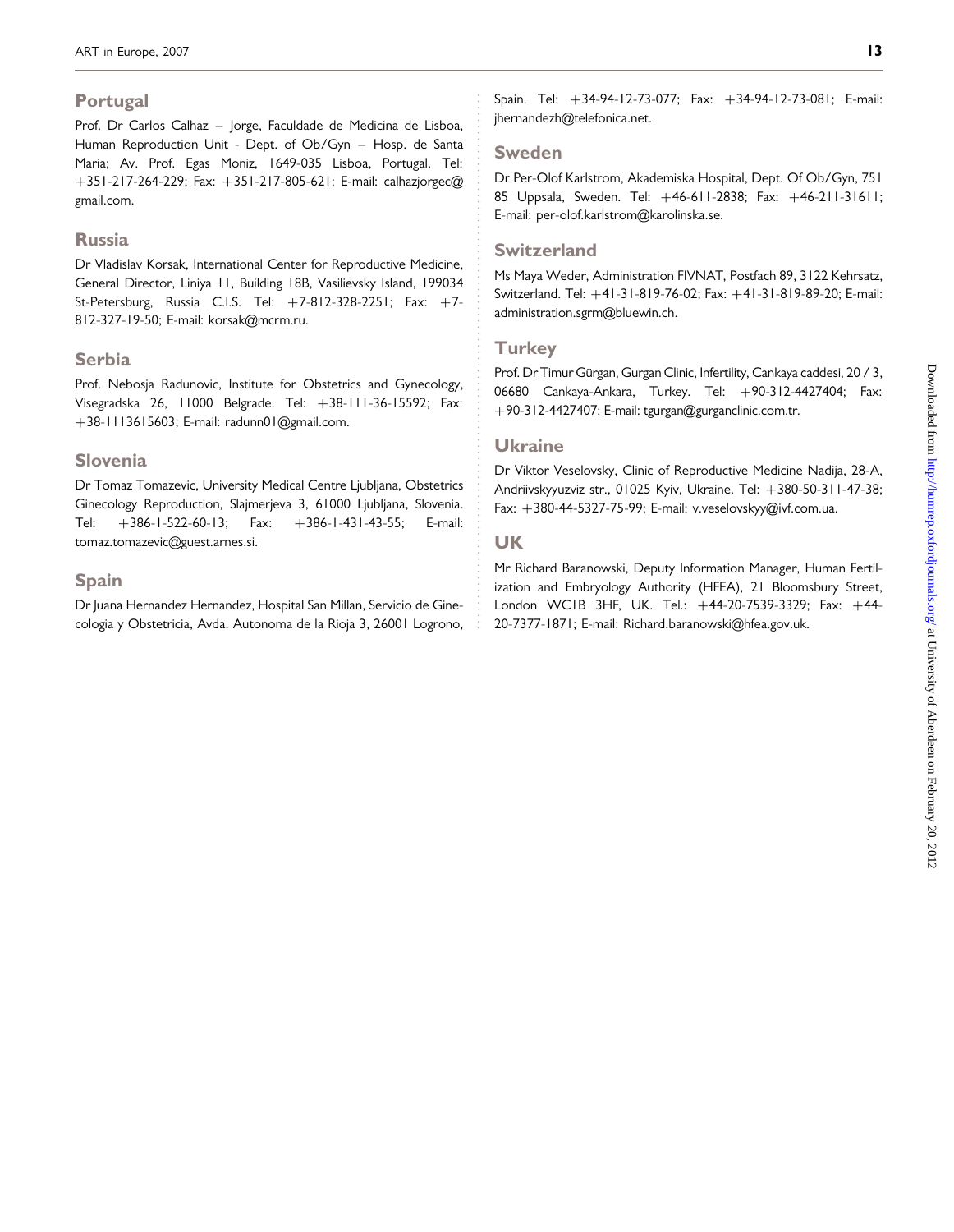## Portugal

Prof. Dr Carlos Calhaz – Jorge, Faculdade de Medicina de Lisboa, Human Reproduction Unit - Dept. of Ob/Gyn – Hosp. de Santa Maria; Av. Prof. Egas Moniz, 1649-035 Lisboa, Portugal. Tel: +351-217-264-229; Fax: +351-217-805-621; E-mail: calhazjorgec@gmail.com.

## Russia

Dr Vladislav Korsak, International Center for Reproductive Medicine, General Director, Liniya 11, Building 18B, Vasilievsky Island, 199034 St-Petersburg, Russia C.I.S. Tel: +7-812-328-2251; Fax: +7-812-327-19-50; E-mail: korsak@mcrm.ru.

## Serbia

Prof. Nebosja Radunovic, Institute for Obstetrics and Gynecology, Visegradska 26, 11000 Belgrade. Tel: +38-111-36-15592; Fax: +38-1113615603; E-mail: radunn01@gmail.com.

## Slovenia

Dr Tomaz Tomazevic, University Medical Centre Ljubljana, Obstetrics Ginecology Reproduction, Slajmerjeva 3, 61000 Ljubljana, Slovenia. Tel: +386-1-522-60-13; Fax: +386-1-431-43-55; E-mail: tomaz.tomazevic@guest.arnes.si.

## Spain

Dr Juana Hernandez Hernandez, Hospital San Millan, Servicio de Ginecologia y Obstetricia, Avda. Autonoma de la Rioja 3, 26001 Logrono, Spain. Tel: +34-94-12-73-077; Fax: +34-94-12-73-081; E-mail: jhernandezh@telefonica.net.

## Sweden

Dr Per-Olof Karlstrom, Akademiska Hospital, Dept. Of Ob/Gyn, 751 85 Uppsala, Sweden. Tel: +46-611-2838; Fax: +46-211-31611; E-mail: per-olof.karlstrom@karolinska.se.

## Switzerland

Ms Maya Weder, Administration FIVNAT, Postfach 89, 3122 Kehrsatz, Switzerland. Tel: +41-31-819-76-02; Fax: +41-31-819-89-20; E-mail: administration.sgrm@bluewin.ch.

## Turkey

Prof. Dr Timur Gürgan, Gurgan Clinic, Infertility, Cankaya caddesi, 20 / 3, 06680 Cankaya-Ankara, Turkey. Tel: +90-312-4427404; Fax: +90-312-4427407; E-mail: tgurgan@gurganclinic.com.tr.

## Ukraine

Dr Viktor Veselovsky, Clinic of Reproductive Medicine Nadija, 28-A, Andriivskyyuzviz str., 01025 Kyiv, Ukraine. Tel: +380-50-311-47-38; Fax: +380-44-5327-75-99; E-mail: v.veselovskyy@ivf.com.ua.

## UK

Mr Richard Baranowski, Deputy Information Manager, Human Fertilization and Embryology Authority (HFEA), 21 Bloomsbury Street, London WC1B 3HF, UK. Tel.: +44-20-7539-3329; Fax: +44-20-7377-1871; E-mail: Richard.baranowski@hfea.gov.uk.